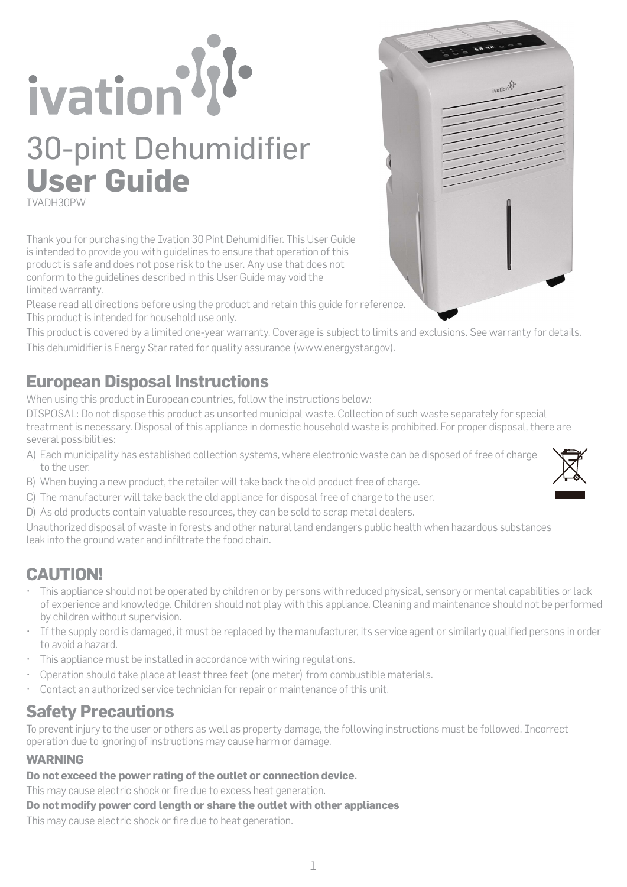# ivation

# 30-pint Dehumidifier **User Guide**

IVADH30PW

Thank you for purchasing the Ivation 30 Pint Dehumidifier. This User Guide is intended to provide you with guidelines to ensure that operation of this product is safe and does not pose risk to the user. Any use that does not conform to the guidelines described in this User Guide may void the limited warranty.

Please read all directions before using the product and retain this guide for reference. This product is intended for household use only.

This product is covered by a limited one-year warranty. Coverage is subject to limits and exclusions. See warranty for details.

This dehumidifier is Energy Star rated for quality assurance (www.energystar.gov).

## European Disposal Instructions

When using this product in European countries, follow the instructions below:

DISPOSAL: Do not dispose this product as unsorted municipal waste. Collection of such waste separately for special treatment is necessary. Disposal of this appliance in domestic household waste is prohibited. For proper disposal, there are several possibilities:

A) Each municipality has established collection systems, where electronic waste can be disposed of free of charge to the user.
B) When buying a new product, the retailer will take back the old product free of charge.
C) The manufacturer will take back the old appliance for disposal free of charge to the user.
D) As old products contain valuable resources, they can be sold to scrap metal dealers.

Unauthorized disposal of waste in forests and other natural land endangers public health when hazardous substances leak into the ground water and infiltrate the food chain.

## CAUTION!

- This appliance should not be operated by children or by persons with reduced physical, sensory or mental capabilities or lack of experience and knowledge. Children should not play with this appliance. Cleaning and maintenance should not be performed by children without supervision.
- If the supply cord is damaged, it must be replaced by the manufacturer, its service agent or similarly qualified persons in order to avoid a hazard.
- This appliance must be installed in accordance with wiring regulations.
- Operation should take place at least three feet (one meter) from combustible materials.
- Contact an authorized service technician for repair or maintenance of this unit.

## Safety Precautions

To prevent injury to the user or others as well as property damage, the following instructions must be followed. Incorrect operation due to ignoring of instructions may cause harm or damage.

### WARNING

**Do not exceed the power rating of the outlet or connection device.**

This may cause electric shock or fire due to excess heat generation.

**Do not modify power cord length or share the outlet with other appliances**

This may cause electric shock or fire due to heat generation.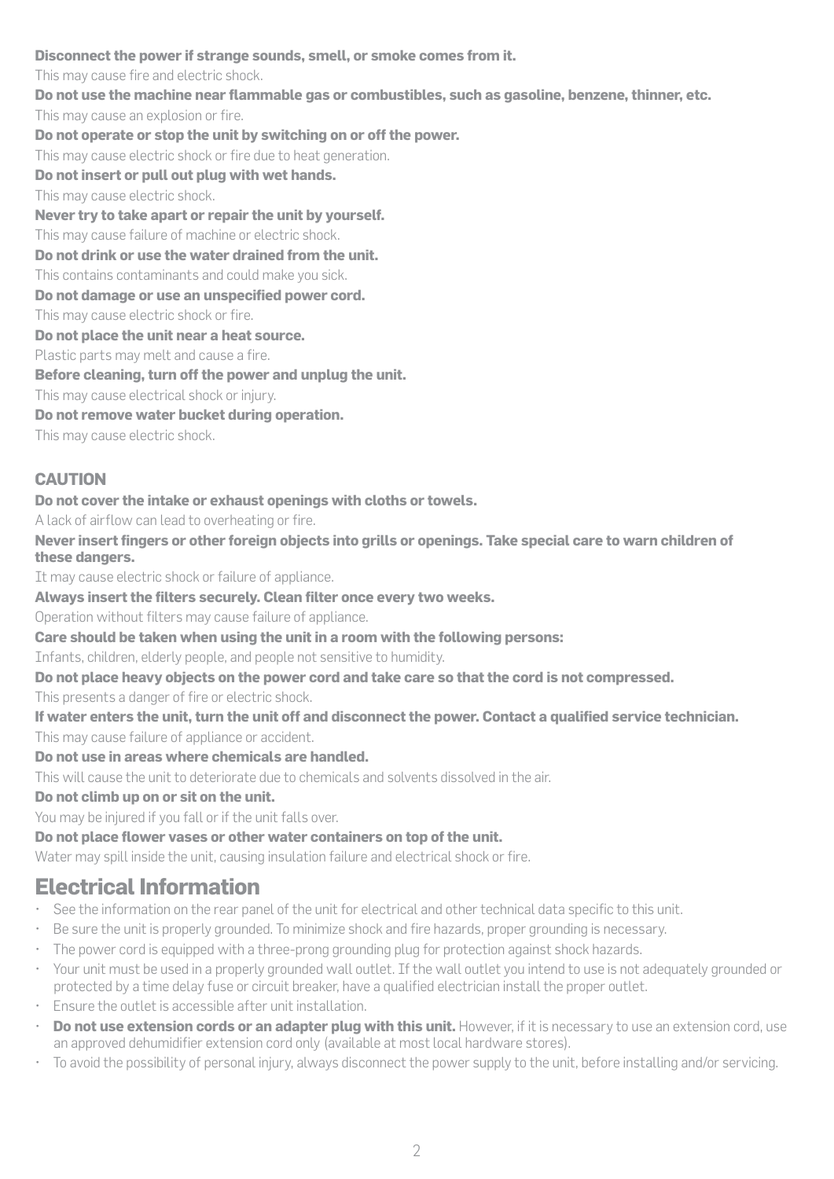**Disconnect the power if strange sounds, smell, or smoke comes from it.**

This may cause fire and electric shock.

**Do not use the machine near flammable gas or combustibles, such as gasoline, benzene, thinner, etc.**

This may cause an explosion or fire.

**Do not operate or stop the unit by switching on or off the power.**

This may cause electric shock or fire due to heat generation.

**Do not insert or pull out plug with wet hands.**

This may cause electric shock.

**Never try to take apart or repair the unit by yourself.**

This may cause failure of machine or electric shock.

**Do not drink or use the water drained from the unit.**

This contains contaminants and could make you sick.

**Do not damage or use an unspecified power cord.**

This may cause electric shock or fire.

**Do not place the unit near a heat source.**

Plastic parts may melt and cause a fire.

**Before cleaning, turn off the power and unplug the unit.**

This may cause electrical shock or injury.

**Do not remove water bucket during operation.**

This may cause electric shock.

### CAUTION

**Do not cover the intake or exhaust openings with cloths or towels.**

A lack of airflow can lead to overheating or fire.

**Never insert fingers or other foreign objects into grills or openings. Take special care to warn children of these dangers.**

It may cause electric shock or failure of appliance.

**Always insert the filters securely. Clean filter once every two weeks.**

Operation without filters may cause failure of appliance.

**Care should be taken when using the unit in a room with the following persons:**

Infants, children, elderly people, and people not sensitive to humidity.

**Do not place heavy objects on the power cord and take care so that the cord is not compressed.**

This presents a danger of fire or electric shock.

**If water enters the unit, turn the unit off and disconnect the power. Contact a qualified service technician.**

This may cause failure of appliance or accident.

**Do not use in areas where chemicals are handled.**

This will cause the unit to deteriorate due to chemicals and solvents dissolved in the air.

**Do not climb up on or sit on the unit.**

You may be injured if you fall or if the unit falls over.

**Do not place flower vases or other water containers on top of the unit.**

Water may spill inside the unit, causing insulation failure and electrical shock or fire.

## Electrical Information

- See the information on the rear panel of the unit for electrical and other technical data specific to this unit.
- Be sure the unit is properly grounded. To minimize shock and fire hazards, proper grounding is necessary.
- The power cord is equipped with a three-prong grounding plug for protection against shock hazards.
- Your unit must be used in a properly grounded wall outlet. If the wall outlet you intend to use is not adequately grounded or protected by a time delay fuse or circuit breaker, have a qualified electrician install the proper outlet.
- Ensure the outlet is accessible after unit installation.
- **Do not use extension cords or an adapter plug with this unit.** However, if it is necessary to use an extension cord, use an approved dehumidifier extension cord only (available at most local hardware stores).
- To avoid the possibility of personal injury, always disconnect the power supply to the unit, before installing and/or servicing.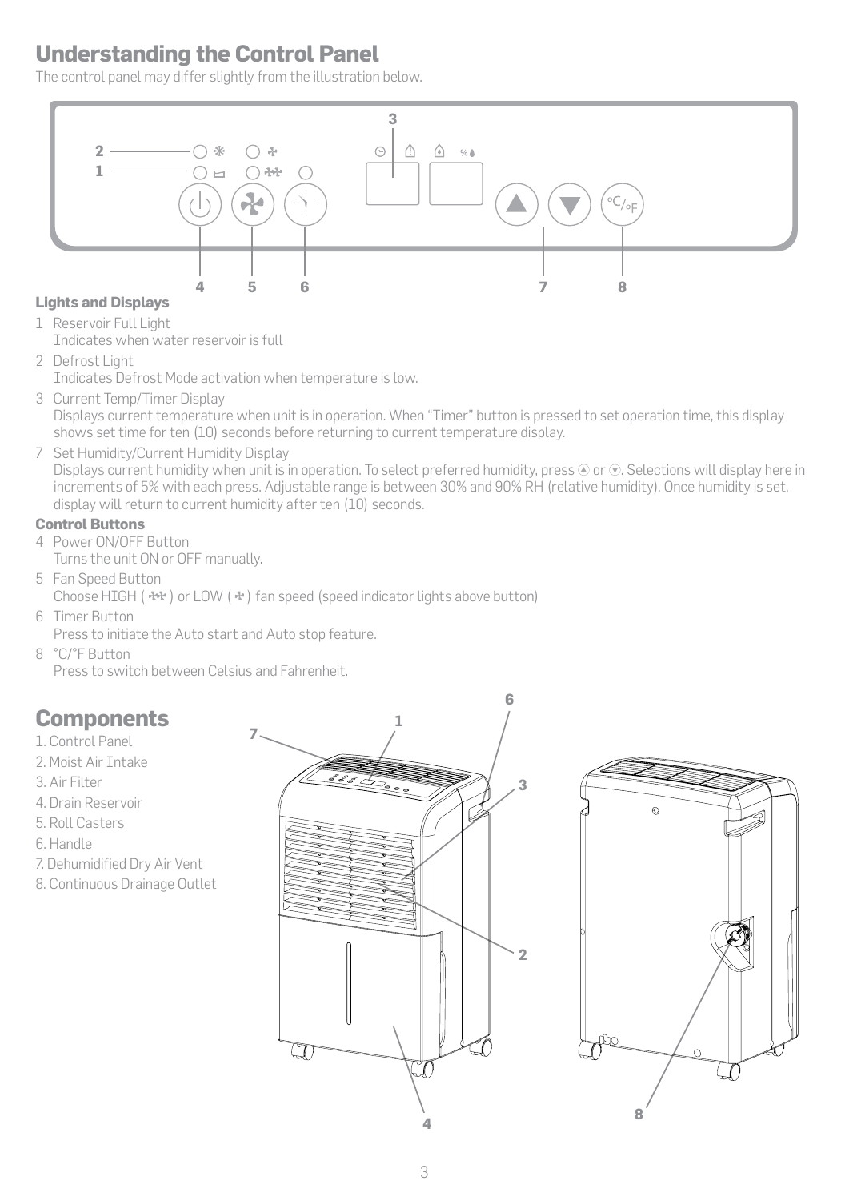# Understanding the Control Panel

The control panel may differ slightly from the illustration below.

### Lights and Displays

1 Reservoir Full Light
Indicates when water reservoir is full

2 Defrost Light
Indicates Defrost Mode activation when temperature is low.

3 Current Temp/Timer Display
Displays current temperature when unit is in operation. When "Timer" button is pressed to set operation time, this display shows set time for ten (10) seconds before returning to current temperature display.

7 Set Humidity/Current Humidity Display
Displays current humidity when unit is in operation. To select preferred humidity, press ▲ or ▼. Selections will display here in increments of 5% with each press. Adjustable range is between 30% and 90% RH (relative humidity). Once humidity is set, display will return to current humidity after ten (10) seconds.

### Control Buttons

4 Power ON/OFF Button
Turns the unit ON or OFF manually.

5 Fan Speed Button
Choose HIGH ( ✢✢ ) or LOW ( ✢ ) fan speed (speed indicator lights above button)

6 Timer Button
Press to initiate the Auto start and Auto stop feature.

8 °C/°F Button
Press to switch between Celsius and Fahrenheit.

# Components

1. Control Panel
2. Moist Air Intake
3. Air Filter
4. Drain Reservoir
5. Roll Casters
6. Handle
7. Dehumidified Dry Air Vent
8. Continuous Drainage Outlet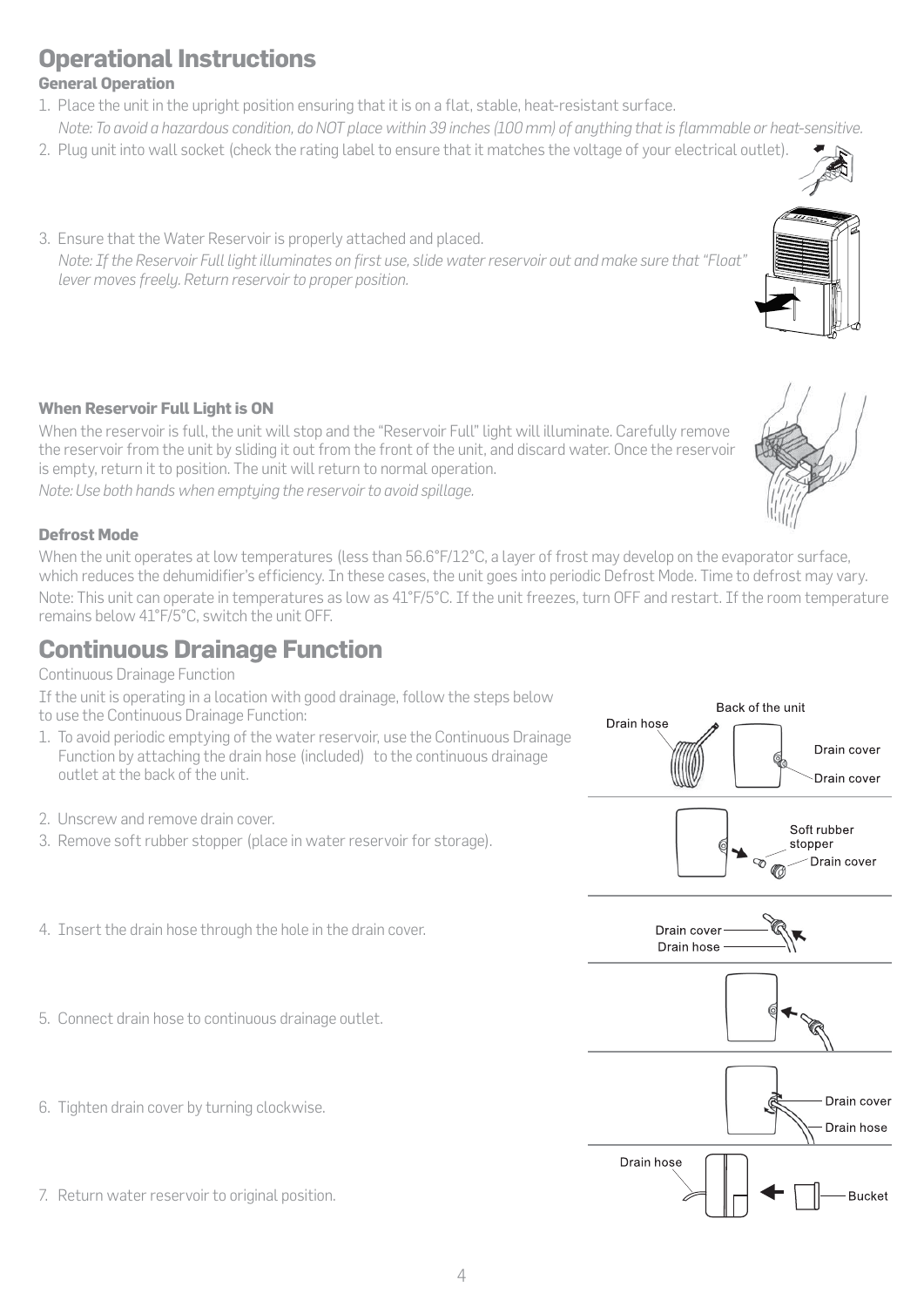# Operational Instructions

### General Operation

1. Place the unit in the upright position ensuring that it is on a flat, stable, heat-resistant surface.
   *Note: To avoid a hazardous condition, do NOT place within 39 inches (100 mm) of anything that is flammable or heat-sensitive.*
2. Plug unit into wall socket (check the rating label to ensure that it matches the voltage of your electrical outlet).
3. Ensure that the Water Reservoir is properly attached and placed.
   *Note: If the Reservoir Full light illuminates on first use, slide water reservoir out and make sure that "Float" lever moves freely. Return reservoir to proper position.*

### When Reservoir Full Light is ON

When the reservoir is full, the unit will stop and the "Reservoir Full" light will illuminate. Carefully remove the reservoir from the unit by sliding it out from the front of the unit, and discard water. Once the reservoir is empty, return it to position. The unit will return to normal operation.

*Note: Use both hands when emptying the reservoir to avoid spillage.*

### Defrost Mode

When the unit operates at low temperatures (less than 56.6°F/12°C, a layer of frost may develop on the evaporator surface, which reduces the dehumidifier's efficiency. In these cases, the unit goes into periodic Defrost Mode. Time to defrost may vary.

Note: This unit can operate in temperatures as low as 41°F/5°C. If the unit freezes, turn OFF and restart. If the room temperature remains below 41°F/5°C, switch the unit OFF.

# Continuous Drainage Function

Continuous Drainage Function

If the unit is operating in a location with good drainage, follow the steps below to use the Continuous Drainage Function:

1. To avoid periodic emptying of the water reservoir, use the Continuous Drainage Function by attaching the drain hose (included) to the continuous drainage outlet at the back of the unit.
2. Unscrew and remove drain cover.
3. Remove soft rubber stopper (place in water reservoir for storage).
4. Insert the drain hose through the hole in the drain cover.
5. Connect drain hose to continuous drainage outlet.
6. Tighten drain cover by turning clockwise.
7. Return water reservoir to original position.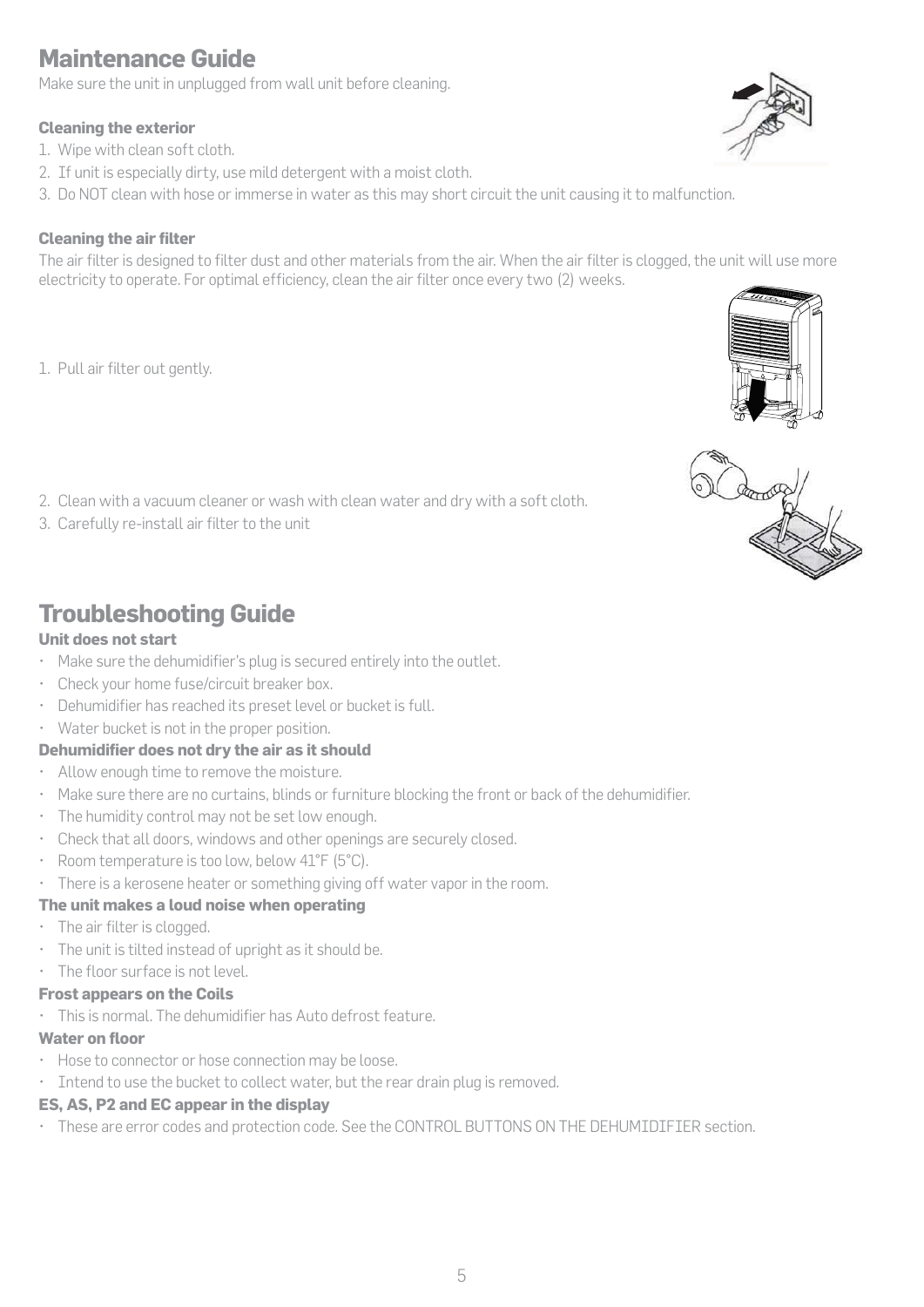# Maintenance Guide

Make sure the unit in unplugged from wall unit before cleaning.

### Cleaning the exterior

1. Wipe with clean soft cloth.
2. If unit is especially dirty, use mild detergent with a moist cloth.
3. Do NOT clean with hose or immerse in water as this may short circuit the unit causing it to malfunction.

### Cleaning the air filter

The air filter is designed to filter dust and other materials from the air. When the air filter is clogged, the unit will use more electricity to operate. For optimal efficiency, clean the air filter once every two (2) weeks.

1. Pull air filter out gently.
2. Clean with a vacuum cleaner or wash with clean water and dry with a soft cloth.
3. Carefully re-install air filter to the unit

# Troubleshooting Guide

### Unit does not start

- Make sure the dehumidifier's plug is secured entirely into the outlet.
- Check your home fuse/circuit breaker box.
- Dehumidifier has reached its preset level or bucket is full.
- Water bucket is not in the proper position.

### Dehumidifier does not dry the air as it should

- Allow enough time to remove the moisture.
- Make sure there are no curtains, blinds or furniture blocking the front or back of the dehumidifier.
- The humidity control may not be set low enough.
- Check that all doors, windows and other openings are securely closed.
- Room temperature is too low, below 41°F (5°C).
- There is a kerosene heater or something giving off water vapor in the room.

### The unit makes a loud noise when operating

- The air filter is clogged.
- The unit is tilted instead of upright as it should be.
- The floor surface is not level.

### Frost appears on the Coils

- This is normal. The dehumidifier has Auto defrost feature.

### Water on floor

- Hose to connector or hose connection may be loose.
- Intend to use the bucket to collect water, but the rear drain plug is removed.

### ES, AS, P2 and EC appear in the display

- These are error codes and protection code. See the CONTROL BUTTONS ON THE DEHUMIDIFIER section.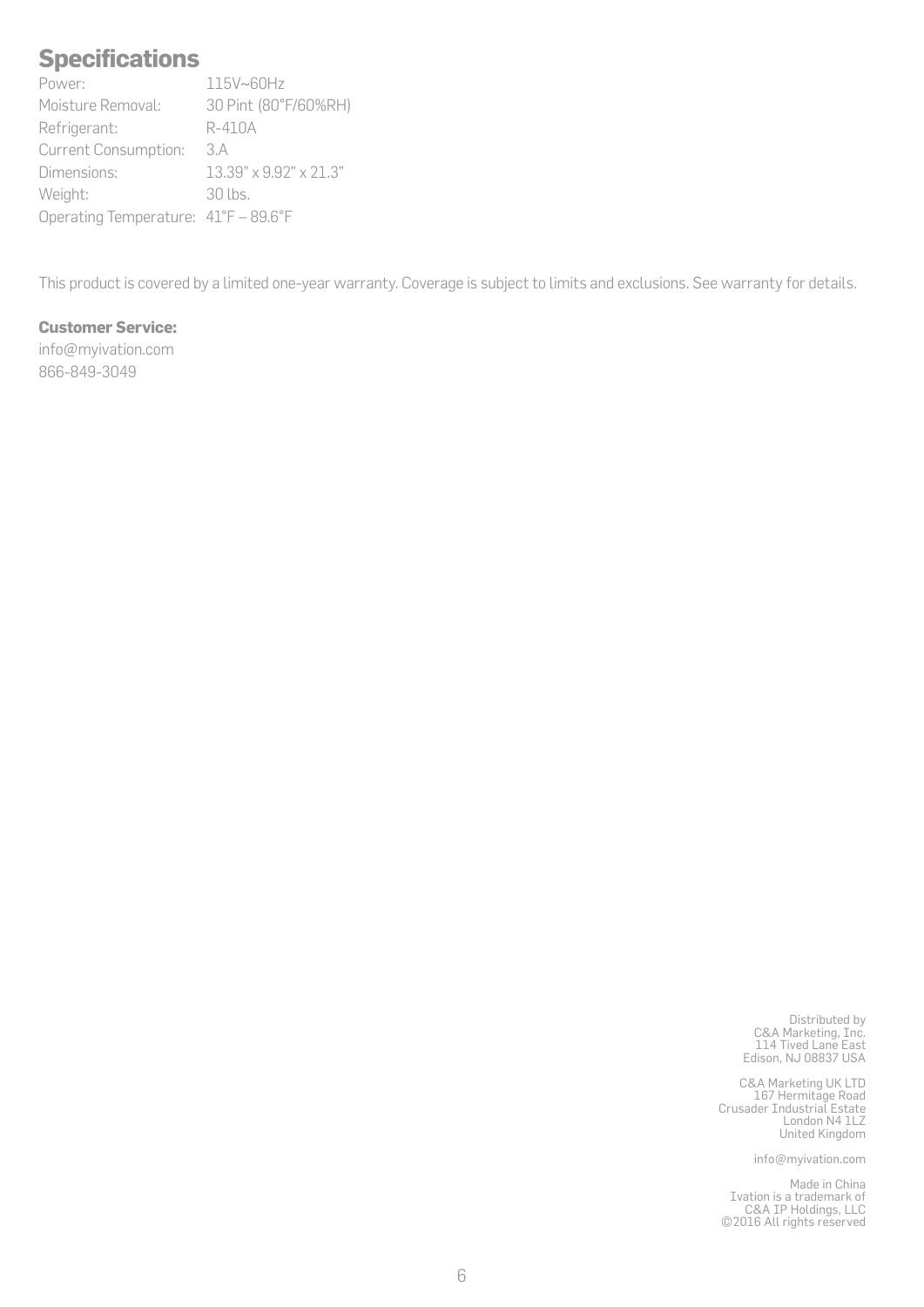## Specifications

| | |
|---|---|
| Power: | 115V~60Hz |
| Moisture Removal: | 30 Pint (80°F/60%RH) |
| Refrigerant: | R-410A |
| Current Consumption: | 3.A |
| Dimensions: | 13.39" x 9.92" x 21.3" |
| Weight: | 30 lbs. |
| Operating Temperature: | 41°F – 89.6°F |

This product is covered by a limited one-year warranty. Coverage is subject to limits and exclusions. See warranty for details.

**Customer Service:**
info@myivation.com
866-849-3049

Distributed by
C&A Marketing, Inc.
114 Tived Lane East
Edison, NJ 08837 USA

C&A Marketing UK LTD
167 Hermitage Road
Crusader Industrial Estate
London N4 1LZ
United Kingdom

info@myivation.com

Made in China
Ivation is a trademark of
C&A IP Holdings, LLC
©2016 All rights reserved